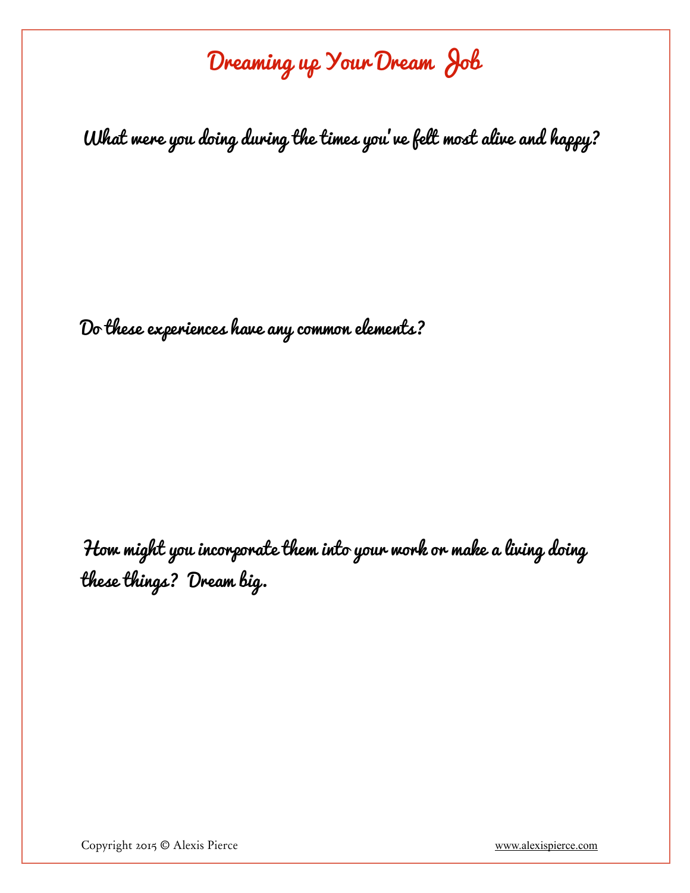# Dreaming up Your Dream Job

**What were you doing during the times you've felt most alive and happy?**

**Do these experiences have any common elements?**

**How might you incorporate them into your work or make a living doing these things? Dream big.**

Copyright 2015 © Alexis Pierce www.alexispierce.com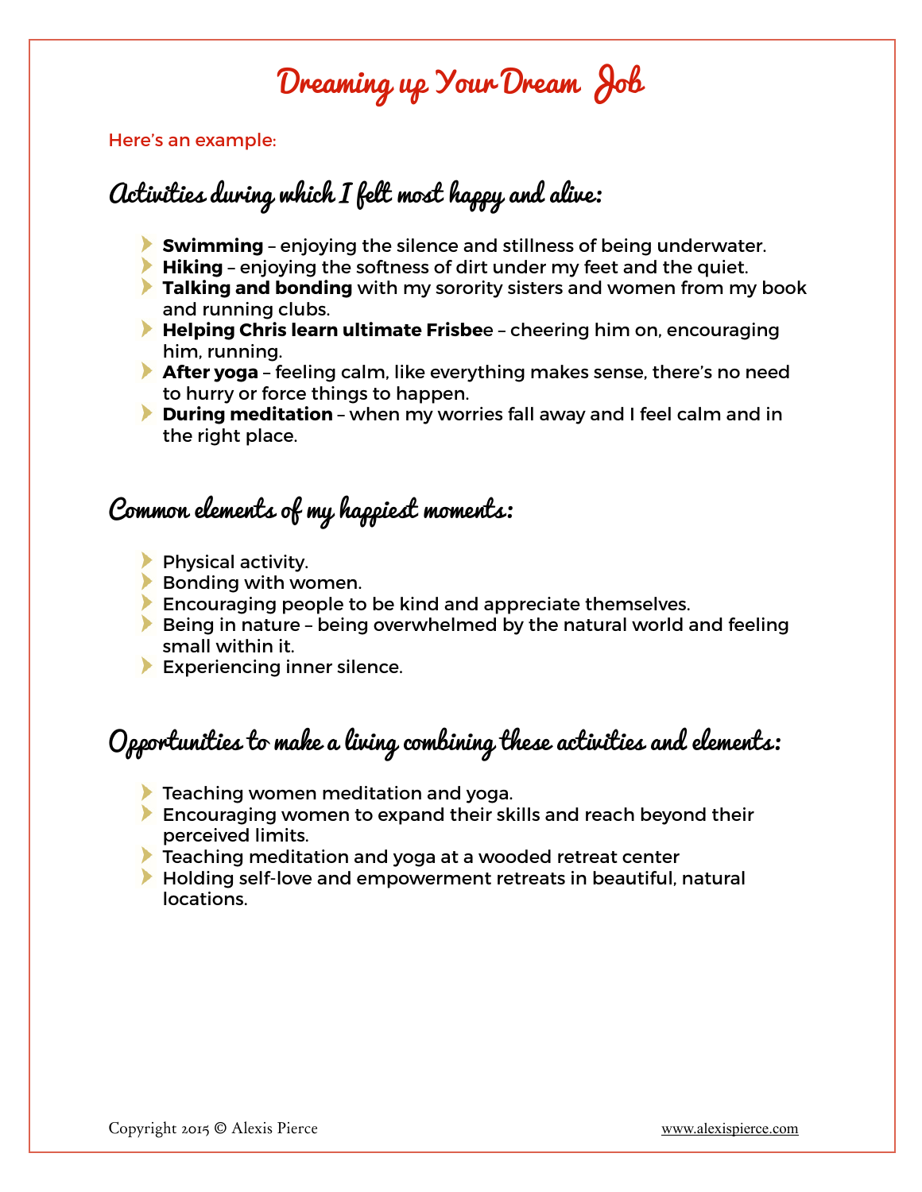# Dreaming up Your Dream Job

Here's an example:

## Activities during which I felt most happy and alive:

- **Swimming** – enjoying the silence and stillness of being underwater.
- **Hiking** – enjoying the softness of dirt under my feet and the quiet.
- **Talking and bonding** with my sorority sisters and women from my book and running clubs.
- **Helping Chris learn ultimate Frisbe**e – cheering him on, encouraging him, running.
- **After yoga** – feeling calm, like everything makes sense, there's no need to hurry or force things to happen.
- **During meditation** – when my worries fall away and I feel calm and in the right place.

## Common elements of my happiest moments:

- Physical activity.
- Bonding with women.
- Encouraging people to be kind and appreciate themselves.
- Being in nature – being overwhelmed by the natural world and feeling small within it.
- Experiencing inner silence.

## Opportunities to make a living combining these activities and elements:

- Teaching women meditation and yoga.
- Encouraging women to expand their skills and reach beyond their perceived limits.
- Teaching meditation and yoga at a wooded retreat center
- Holding self-love and empowerment retreats in beautiful, natural locations.

Copyright 2015 © Alexis Pierce www.alexispierce.com